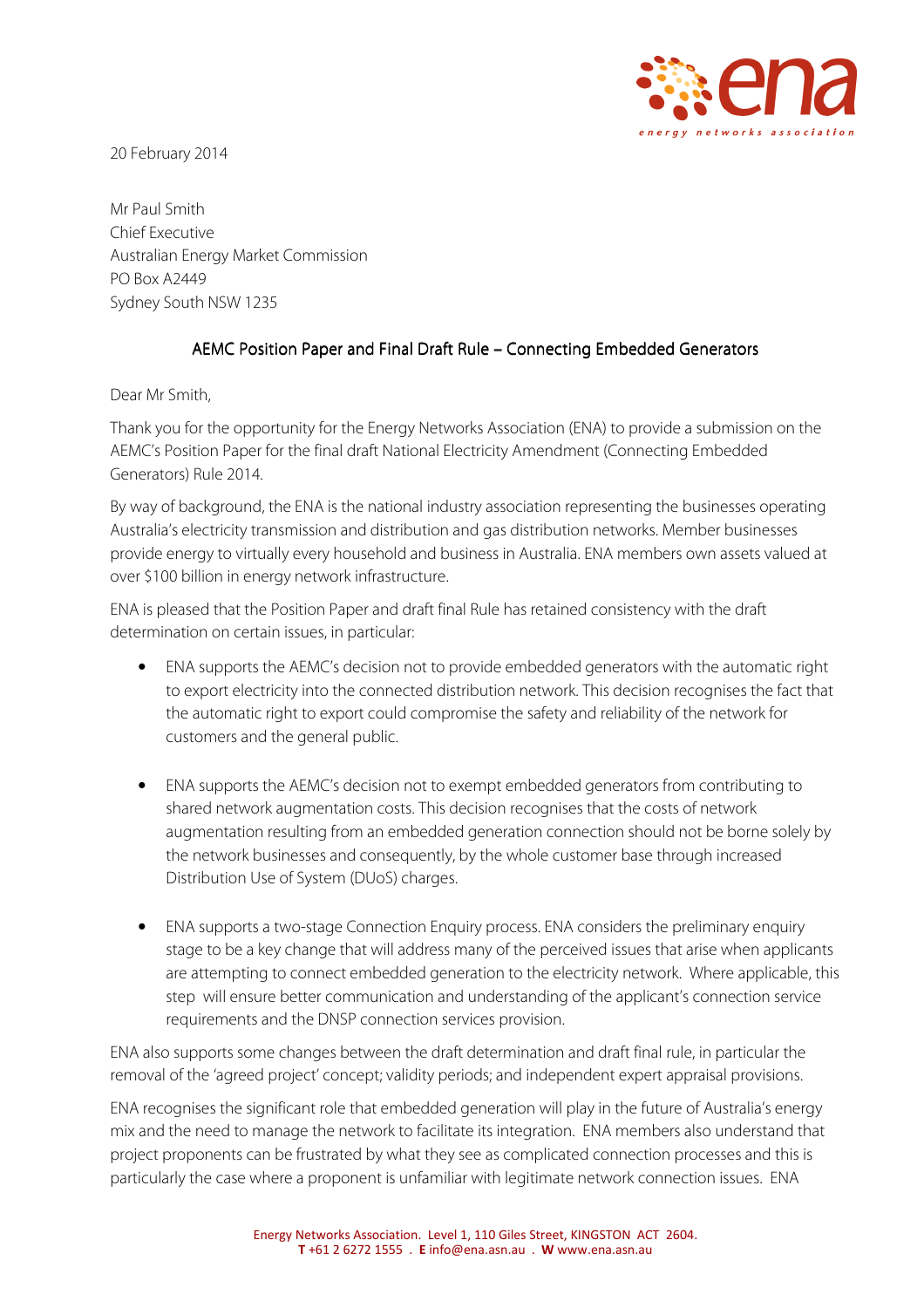20 February 2014

Mr Paul Smith
Chief Executive
Australian Energy Market Commission
PO Box A2449
Sydney South NSW 1235

## AEMC Position Paper and Final Draft Rule – Connecting Embedded Generators

Dear Mr Smith,

Thank you for the opportunity for the Energy Networks Association (ENA) to provide a submission on the AEMC's Position Paper for the final draft National Electricity Amendment (Connecting Embedded Generators) Rule 2014.

By way of background, the ENA is the national industry association representing the businesses operating Australia's electricity transmission and distribution and gas distribution networks. Member businesses provide energy to virtually every household and business in Australia. ENA members own assets valued at over $100 billion in energy network infrastructure.

ENA is pleased that the Position Paper and draft final Rule has retained consistency with the draft determination on certain issues, in particular:

- ENA supports the AEMC's decision not to provide embedded generators with the automatic right to export electricity into the connected distribution network. This decision recognises the fact that the automatic right to export could compromise the safety and reliability of the network for customers and the general public.

- ENA supports the AEMC's decision not to exempt embedded generators from contributing to shared network augmentation costs. This decision recognises that the costs of network augmentation resulting from an embedded generation connection should not be borne solely by the network businesses and consequently, by the whole customer base through increased Distribution Use of System (DUoS) charges.

- ENA supports a two-stage Connection Enquiry process. ENA considers the preliminary enquiry stage to be a key change that will address many of the perceived issues that arise when applicants are attempting to connect embedded generation to the electricity network. Where applicable, this step will ensure better communication and understanding of the applicant's connection service requirements and the DNSP connection services provision.

ENA also supports some changes between the draft determination and draft final rule, in particular the removal of the 'agreed project' concept; validity periods; and independent expert appraisal provisions.

ENA recognises the significant role that embedded generation will play in the future of Australia's energy mix and the need to manage the network to facilitate its integration. ENA members also understand that project proponents can be frustrated by what they see as complicated connection processes and this is particularly the case where a proponent is unfamiliar with legitimate network connection issues. ENA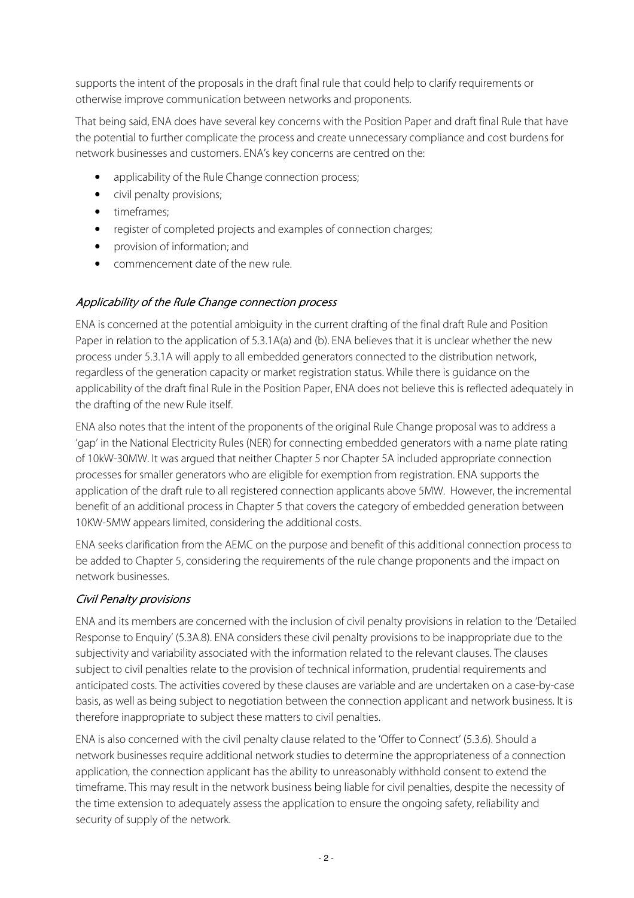supports the intent of the proposals in the draft final rule that could help to clarify requirements or otherwise improve communication between networks and proponents.

That being said, ENA does have several key concerns with the Position Paper and draft final Rule that have the potential to further complicate the process and create unnecessary compliance and cost burdens for network businesses and customers. ENA's key concerns are centred on the:

- applicability of the Rule Change connection process;
- civil penalty provisions;
- timeframes;
- register of completed projects and examples of connection charges;
- provision of information; and
- commencement date of the new rule.

### *Applicability of the Rule Change connection process*

ENA is concerned at the potential ambiguity in the current drafting of the final draft Rule and Position Paper in relation to the application of 5.3.1A(a) and (b). ENA believes that it is unclear whether the new process under 5.3.1A will apply to all embedded generators connected to the distribution network, regardless of the generation capacity or market registration status. While there is guidance on the applicability of the draft final Rule in the Position Paper, ENA does not believe this is reflected adequately in the drafting of the new Rule itself.

ENA also notes that the intent of the proponents of the original Rule Change proposal was to address a 'gap' in the National Electricity Rules (NER) for connecting embedded generators with a name plate rating of 10kW-30MW. It was argued that neither Chapter 5 nor Chapter 5A included appropriate connection processes for smaller generators who are eligible for exemption from registration. ENA supports the application of the draft rule to all registered connection applicants above 5MW. However, the incremental benefit of an additional process in Chapter 5 that covers the category of embedded generation between 10KW-5MW appears limited, considering the additional costs.

ENA seeks clarification from the AEMC on the purpose and benefit of this additional connection process to be added to Chapter 5, considering the requirements of the rule change proponents and the impact on network businesses.

### *Civil Penalty provisions*

ENA and its members are concerned with the inclusion of civil penalty provisions in relation to the 'Detailed Response to Enquiry' (5.3A.8). ENA considers these civil penalty provisions to be inappropriate due to the subjectivity and variability associated with the information related to the relevant clauses. The clauses subject to civil penalties relate to the provision of technical information, prudential requirements and anticipated costs. The activities covered by these clauses are variable and are undertaken on a case-by-case basis, as well as being subject to negotiation between the connection applicant and network business. It is therefore inappropriate to subject these matters to civil penalties.

ENA is also concerned with the civil penalty clause related to the 'Offer to Connect' (5.3.6). Should a network businesses require additional network studies to determine the appropriateness of a connection application, the connection applicant has the ability to unreasonably withhold consent to extend the timeframe. This may result in the network business being liable for civil penalties, despite the necessity of the time extension to adequately assess the application to ensure the ongoing safety, reliability and security of supply of the network.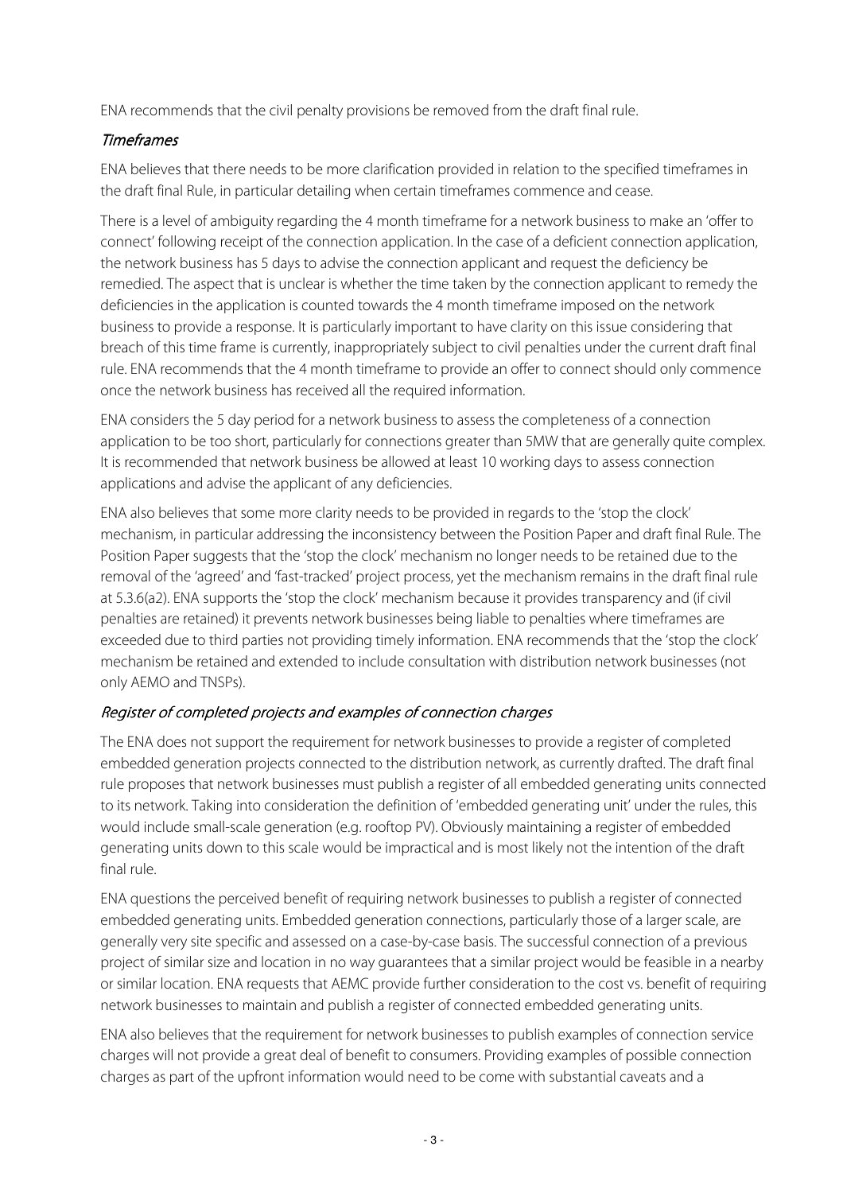ENA recommends that the civil penalty provisions be removed from the draft final rule.

### *Timeframes*

ENA believes that there needs to be more clarification provided in relation to the specified timeframes in the draft final Rule, in particular detailing when certain timeframes commence and cease.

There is a level of ambiguity regarding the 4 month timeframe for a network business to make an 'offer to connect' following receipt of the connection application. In the case of a deficient connection application, the network business has 5 days to advise the connection applicant and request the deficiency be remedied. The aspect that is unclear is whether the time taken by the connection applicant to remedy the deficiencies in the application is counted towards the 4 month timeframe imposed on the network business to provide a response. It is particularly important to have clarity on this issue considering that breach of this time frame is currently, inappropriately subject to civil penalties under the current draft final rule. ENA recommends that the 4 month timeframe to provide an offer to connect should only commence once the network business has received all the required information.

ENA considers the 5 day period for a network business to assess the completeness of a connection application to be too short, particularly for connections greater than 5MW that are generally quite complex. It is recommended that network business be allowed at least 10 working days to assess connection applications and advise the applicant of any deficiencies.

ENA also believes that some more clarity needs to be provided in regards to the 'stop the clock' mechanism, in particular addressing the inconsistency between the Position Paper and draft final Rule. The Position Paper suggests that the 'stop the clock' mechanism no longer needs to be retained due to the removal of the 'agreed' and 'fast-tracked' project process, yet the mechanism remains in the draft final rule at 5.3.6(a2). ENA supports the 'stop the clock' mechanism because it provides transparency and (if civil penalties are retained) it prevents network businesses being liable to penalties where timeframes are exceeded due to third parties not providing timely information. ENA recommends that the 'stop the clock' mechanism be retained and extended to include consultation with distribution network businesses (not only AEMO and TNSPs).

### *Register of completed projects and examples of connection charges*

The ENA does not support the requirement for network businesses to provide a register of completed embedded generation projects connected to the distribution network, as currently drafted. The draft final rule proposes that network businesses must publish a register of all embedded generating units connected to its network. Taking into consideration the definition of 'embedded generating unit' under the rules, this would include small-scale generation (e.g. rooftop PV). Obviously maintaining a register of embedded generating units down to this scale would be impractical and is most likely not the intention of the draft final rule.

ENA questions the perceived benefit of requiring network businesses to publish a register of connected embedded generating units. Embedded generation connections, particularly those of a larger scale, are generally very site specific and assessed on a case-by-case basis. The successful connection of a previous project of similar size and location in no way guarantees that a similar project would be feasible in a nearby or similar location. ENA requests that AEMC provide further consideration to the cost vs. benefit of requiring network businesses to maintain and publish a register of connected embedded generating units.

ENA also believes that the requirement for network businesses to publish examples of connection service charges will not provide a great deal of benefit to consumers. Providing examples of possible connection charges as part of the upfront information would need to be come with substantial caveats and a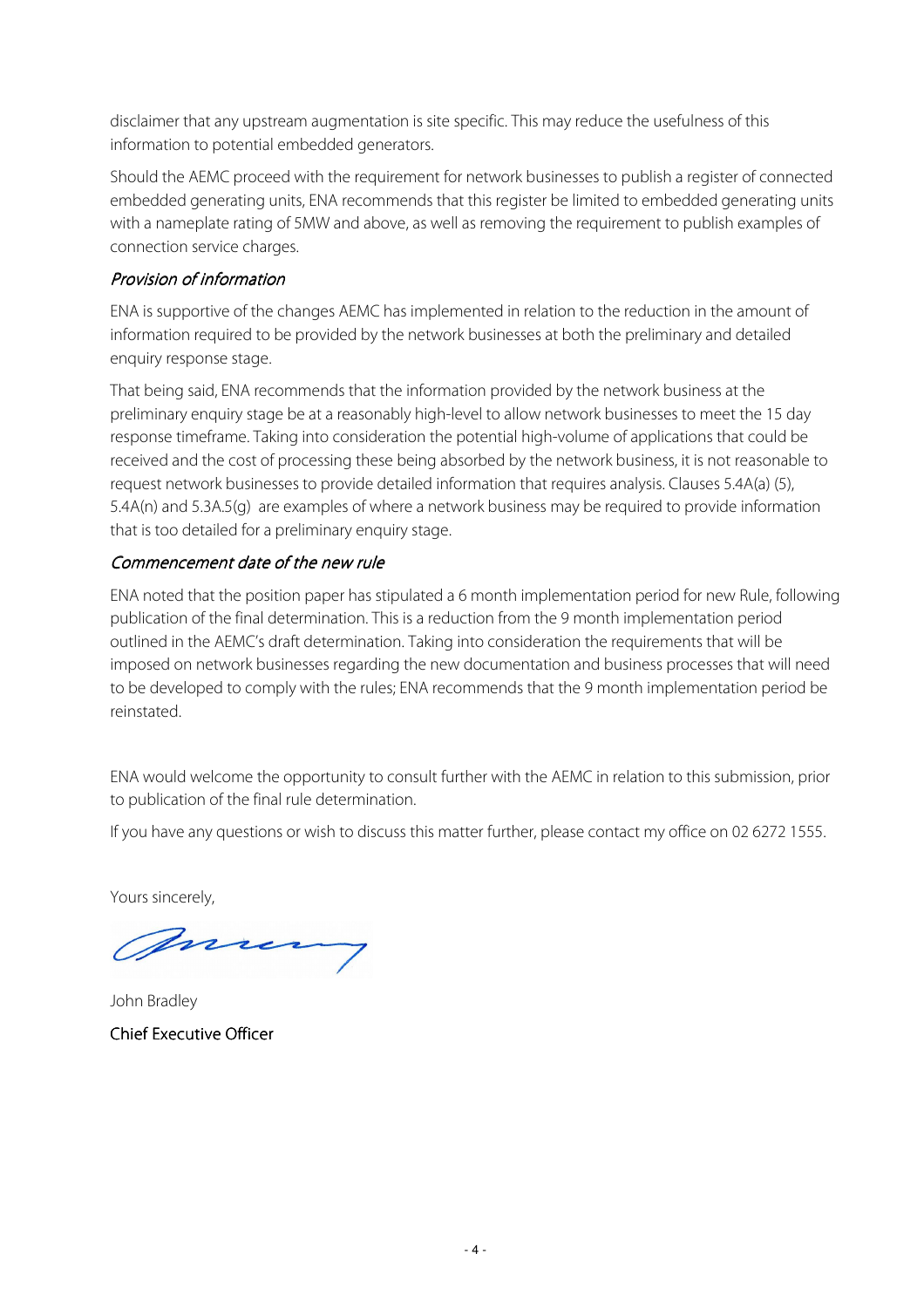disclaimer that any upstream augmentation is site specific. This may reduce the usefulness of this information to potential embedded generators.

Should the AEMC proceed with the requirement for network businesses to publish a register of connected embedded generating units, ENA recommends that this register be limited to embedded generating units with a nameplate rating of 5MW and above, as well as removing the requirement to publish examples of connection service charges.

### *Provision of information*

ENA is supportive of the changes AEMC has implemented in relation to the reduction in the amount of information required to be provided by the network businesses at both the preliminary and detailed enquiry response stage.

That being said, ENA recommends that the information provided by the network business at the preliminary enquiry stage be at a reasonably high-level to allow network businesses to meet the 15 day response timeframe. Taking into consideration the potential high-volume of applications that could be received and the cost of processing these being absorbed by the network business, it is not reasonable to request network businesses to provide detailed information that requires analysis. Clauses 5.4A(a) (5), 5.4A(n) and 5.3A.5(g) are examples of where a network business may be required to provide information that is too detailed for a preliminary enquiry stage.

### *Commencement date of the new rule*

ENA noted that the position paper has stipulated a 6 month implementation period for new Rule, following publication of the final determination. This is a reduction from the 9 month implementation period outlined in the AEMC's draft determination. Taking into consideration the requirements that will be imposed on network businesses regarding the new documentation and business processes that will need to be developed to comply with the rules; ENA recommends that the 9 month implementation period be reinstated.

ENA would welcome the opportunity to consult further with the AEMC in relation to this submission, prior to publication of the final rule determination.

If you have any questions or wish to discuss this matter further, please contact my office on 02 6272 1555.

Yours sincerely,

John Bradley

Chief Executive Officer